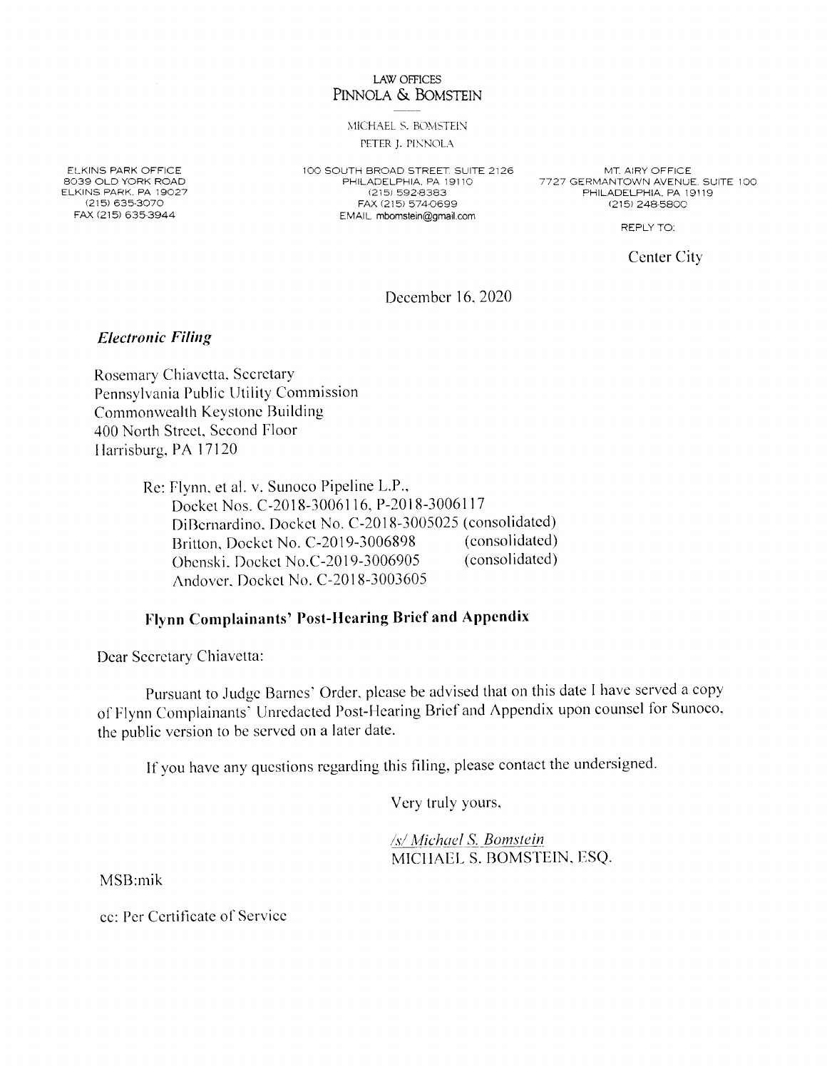LAW OFFICES
PINNOLA & BOMSTEIN

MICHAEL S. BOMSTEIN
PETER J. PINNOLA

ELKINS PARK OFFICE
8039 OLD YORK ROAD
ELKINS PARK, PA 19027
(215) 635-3070
FAX (215) 635-3944

100 SOUTH BROAD STREET, SUITE 2126
PHILADELPHIA, PA 19110
(215) 592-8383
FAX (215) 574-0699
EMAIL mbomstein@gmail.com

MT. AIRY OFFICE
7727 GERMANTOWN AVENUE, SUITE 100
PHILADELPHIA, PA 19119
(215) 248-5800

REPLY TO:

Center City

December 16, 2020

***Electronic Filing***

Rosemary Chiavetta, Secretary
Pennsylvania Public Utility Commission
Commonwealth Keystone Building
400 North Street, Second Floor
Harrisburg, PA 17120

Re: Flynn, et al. v. Sunoco Pipeline L.P.,
Docket Nos. C-2018-3006116, P-2018-3006117
DiBernardino, Docket No. C-2018-3005025 (consolidated)
Britton, Docket No. C-2019-3006898 (consolidated)
Obenski, Docket No.C-2019-3006905 (consolidated)
Andover, Docket No. C-2018-3003605

**Flynn Complainants' Post-Hearing Brief and Appendix**

Dear Secretary Chiavetta:

Pursuant to Judge Barnes' Order, please be advised that on this date I have served a copy of Flynn Complainants' Unredacted Post-Hearing Brief and Appendix upon counsel for Sunoco, the public version to be served on a later date.

If you have any questions regarding this filing, please contact the undersigned.

Very truly yours,

*/s/ Michael S. Bomstein*
MICHAEL S. BOMSTEIN, ESQ.

MSB:mik

cc: Per Certificate of Service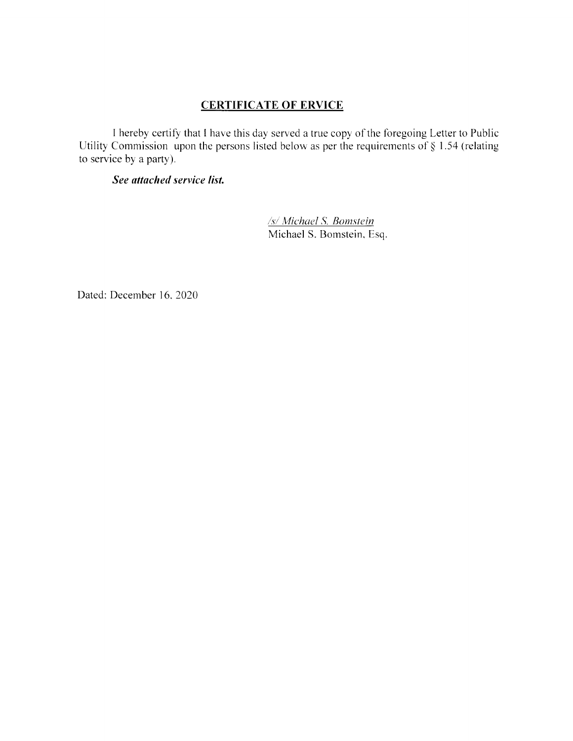## CERTIFICATE OF ERVICE

I hereby certify that I have this day served a true copy of the foregoing Letter to Public Utility Commission upon the persons listed below as per the requirements of § 1.54 (relating to service by a party).

***See attached service list.***

/s/ Michael S. Bomstein
Michael S. Bomstein, Esq.

Dated: December 16, 2020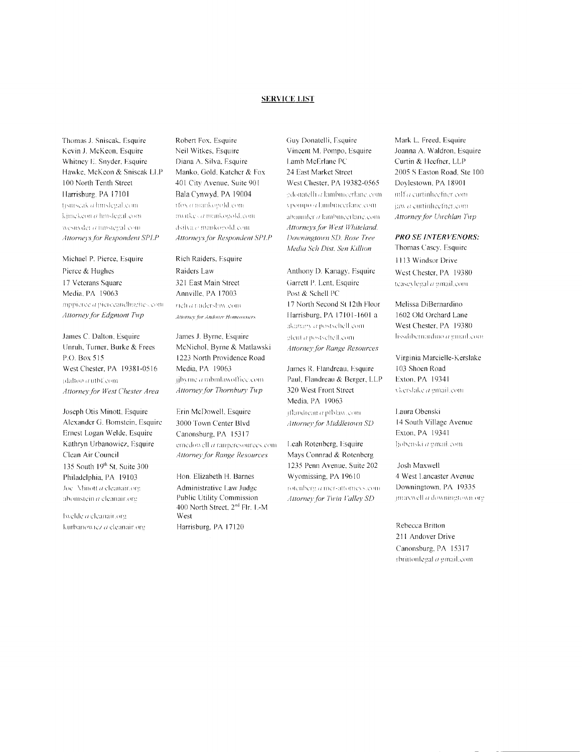## SERVICE LIST

Thomas J. Sniscak, Esquire
Kevin J. McKeon, Esquire
Whitney E. Snyder, Esquire
Hawke, McKeon & Sniscak LLP
100 North Tenth Street
Harrisburg, PA 17101
tjsniscak@hmslegal.com
kjmckeon@hmslegal.com
wesnyder@hmslegal.com
*Attorneys for Respondent SPLP*

Michael P. Pierce, Esquire
Pierce & Hughes
17 Veterans Square
Media, PA 19063
mppierce@pierceandhughes.com
*Attorney for Edgmont Twp*

James C. Dalton, Esquire
Unruh, Turner, Burke & Frees
P.O. Box 515
West Chester, PA 19381-0516
jdalton@utbf.com
*Attorney for West Chester Area*

Joseph Otis Minott, Esquire
Alexander G. Bomstein, Esquire
Ernest Logan Welde, Esquire
Kathryn Urbanowicz, Esquire
Clean Air Council
135 South 19[th] St, Suite 300
Philadelphia, PA 19103
Joe_Minott@cleanair.org
abomstein@cleanair.org
lwelde@cleanair.org
kurbanowicz@cleanair.org

Robert Fox, Esquire
Neil Witkes, Esquire
Diana A. Silva, Esquire
Manko, Gold, Katcher & Fox
401 City Avenue, Suite 901
Bala Cynwyd, PA 19004
rfox@mankogold.com
nwitkes@mankogold.com
dsilva@mankogold.com
*Attorneys for Respondent SPLP*

Rich Raiders, Esquire
Raiders Law
321 East Main Street
Annville, PA 17003
rich@raiderslaw.com
*Attorney for Andover Homeowners*

James J. Byrne, Esquire
McNichol, Byrne & Matlawski
1223 North Providence Road
Media, PA 19063
jjbyrne@mbmlawoffice.com
*Attorney for Thornbury Twp*

Erin McDowell, Esquire
3000 Town Center Blvd
Canonsburg, PA 15317
emcdowell@rangeresources.com
*Attorney for Range Resources*

Hon. Elizabeth H. Barnes
Administrative Law Judge
Public Utility Commission
400 North Street, 2[nd] Flr. L-M West
Harrisburg, PA 17120

Guy Donatelli, Esquire
Vincent M. Pompo, Esquire
Lamb McErlane PC
24 East Market Street
West Chester, PA 19382-0565
gdonatelli@lambmcerlane.com
vpompo@lambmcerlane.com
abaumler@lambmcerlane.com
*Attorneys for West Whiteland, Downingtown SD, Rose Tree Media Sch Dist, Sen Killion*

Anthony D. Kanagy, Esquire
Garrett P. Lent, Esquire
Post & Schell PC
17 North Second St 12th Floor
Harrisburg, PA 17101-1601 a
akanagy@postschell.com
glent@postschell.com
*Attorney for Range Resources*

James R. Flandreau, Esquire
Paul, Flandreau & Berger, LLP
320 West Front Street
Media, PA 19063
jflandreau@pfblaw.com
*Attorney for Middletown SD*

Leah Rotenberg, Esquire
Mays Connrad & Rotenberg
1235 Penn Avenue, Suite 202
Wyomissing, PA 19610
rotenberg@mcr-attorneys.com
*Attorney for Twin Valley SD*

Mark L. Freed, Esquire
Joanna A. Waldron, Esquire
Curtin & Heefner, LLP
2005 S Easton Road, Ste 100
Doylestown, PA 18901
mlf@curtinheefner.com
jaw@curtinheefner.com
*Attorney for Uwchlan Twp*

***PRO SE INTERVENORS:***

Thomas Casey, Esquire
1113 Windsor Drive
West Chester, PA 19380
tcaseylegal@gmail.com

Melissa DiBernardino
1602 Old Orchard Lane
West Chester, PA 19380
lissdibernardino@gmail.com

Virginia Marcielle-Kerslake
103 Shoen Road
Exton, PA 19341
vkerslake@gmail.com

Laura Obenski
14 South Village Avenue
Exton, PA 19341
ljobenski@gmail.com

Josh Maxwell
4 West Lancaster Avenue
Downingtown, PA 19335
jmaxwell@downingtown.org

Rebecca Britton
211 Andover Drive
Canonsburg, PA 15317
rbrittonlegal@gmail.com